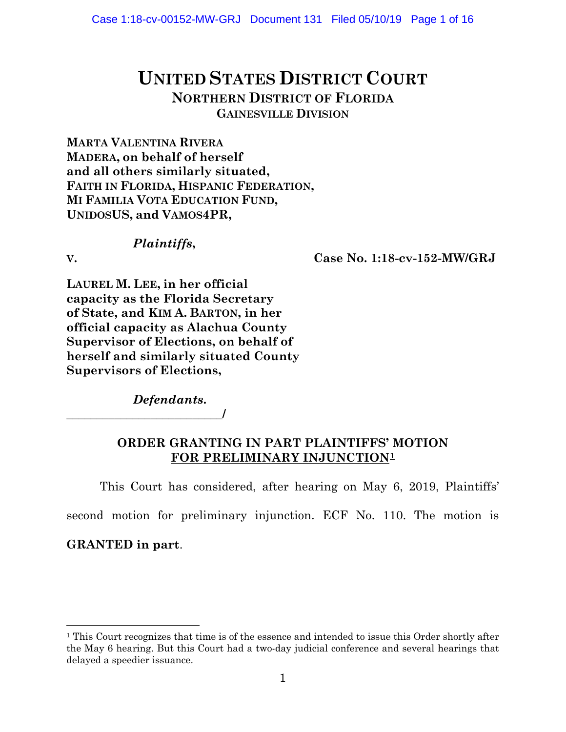# UNITED STATES DISTRICT COURT
## NORTHERN DISTRICT OF FLORIDA
### GAINESVILLE DIVISION

**MARTA VALENTINA RIVERA MADERA, on behalf of herself and all others similarly situated, FAITH IN FLORIDA, HISPANIC FEDERATION, MI FAMILIA VOTA EDUCATION FUND, UNIDOSUS, and VAMOS4PR,**

***Plaintiffs*,**

**v.** **Case No. 1:18-cv-152-MW/GRJ**

**LAUREL M. LEE, in her official capacity as the Florida Secretary of State, and KIM A. BARTON, in her official capacity as Alachua County Supervisor of Elections, on behalf of herself and similarly situated County Supervisors of Elections,**

***Defendants*.**

**_________________________/**

**ORDER GRANTING IN PART PLAINTIFFS' MOTION FOR PRELIMINARY INJUNCTION**[1]

This Court has considered, after hearing on May 6, 2019, Plaintiffs' second motion for preliminary injunction. ECF No. 110. The motion is **GRANTED in part**.

---

[1] This Court recognizes that time is of the essence and intended to issue this Order shortly after the May 6 hearing. But this Court had a two-day judicial conference and several hearings that delayed a speedier issuance.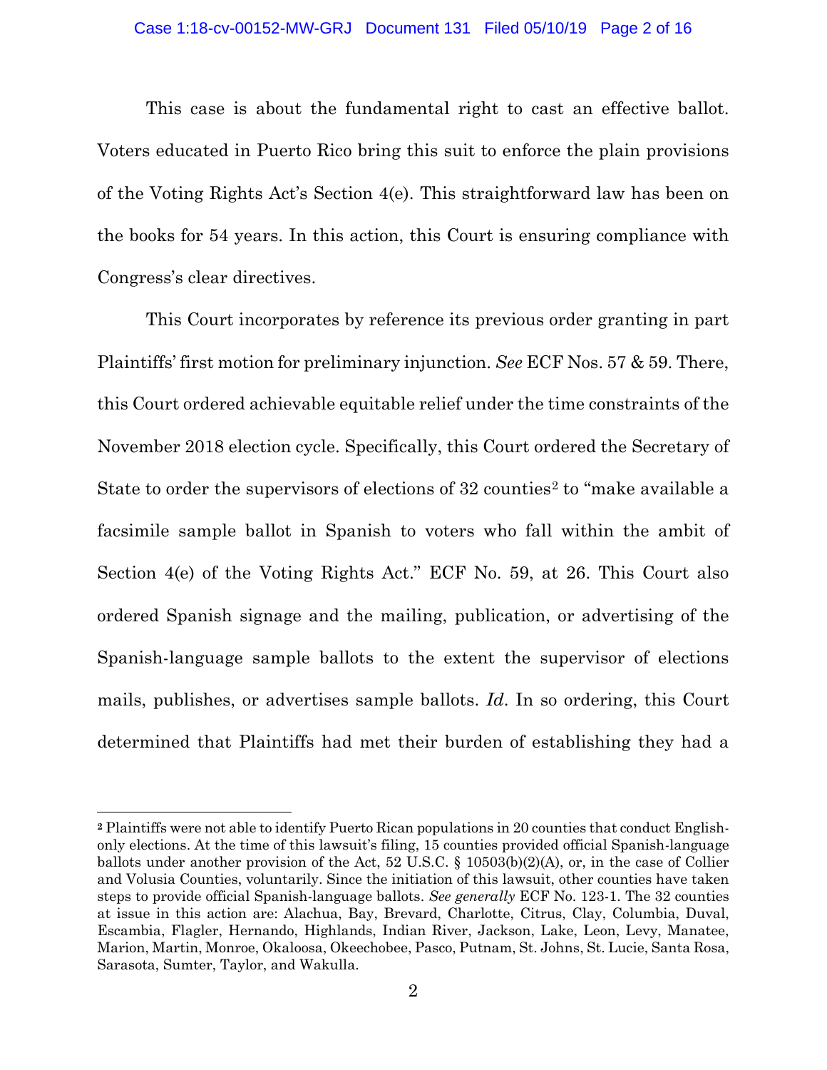This case is about the fundamental right to cast an effective ballot. Voters educated in Puerto Rico bring this suit to enforce the plain provisions of the Voting Rights Act's Section 4(e). This straightforward law has been on the books for 54 years. In this action, this Court is ensuring compliance with Congress's clear directives.

This Court incorporates by reference its previous order granting in part Plaintiffs' first motion for preliminary injunction. *See* ECF Nos. 57 & 59. There, this Court ordered achievable equitable relief under the time constraints of the November 2018 election cycle. Specifically, this Court ordered the Secretary of State to order the supervisors of elections of 32 counties[2] to "make available a facsimile sample ballot in Spanish to voters who fall within the ambit of Section 4(e) of the Voting Rights Act." ECF No. 59, at 26. This Court also ordered Spanish signage and the mailing, publication, or advertising of the Spanish-language sample ballots to the extent the supervisor of elections mails, publishes, or advertises sample ballots. *Id*. In so ordering, this Court determined that Plaintiffs had met their burden of establishing they had a

---

[2] Plaintiffs were not able to identify Puerto Rican populations in 20 counties that conduct English-only elections. At the time of this lawsuit's filing, 15 counties provided official Spanish-language ballots under another provision of the Act, 52 U.S.C. § 10503(b)(2)(A), or, in the case of Collier and Volusia Counties, voluntarily. Since the initiation of this lawsuit, other counties have taken steps to provide official Spanish-language ballots. *See generally* ECF No. 123-1. The 32 counties at issue in this action are: Alachua, Bay, Brevard, Charlotte, Citrus, Clay, Columbia, Duval, Escambia, Flagler, Hernando, Highlands, Indian River, Jackson, Lake, Leon, Levy, Manatee, Marion, Martin, Monroe, Okaloosa, Okeechobee, Pasco, Putnam, St. Johns, St. Lucie, Santa Rosa, Sarasota, Sumter, Taylor, and Wakulla.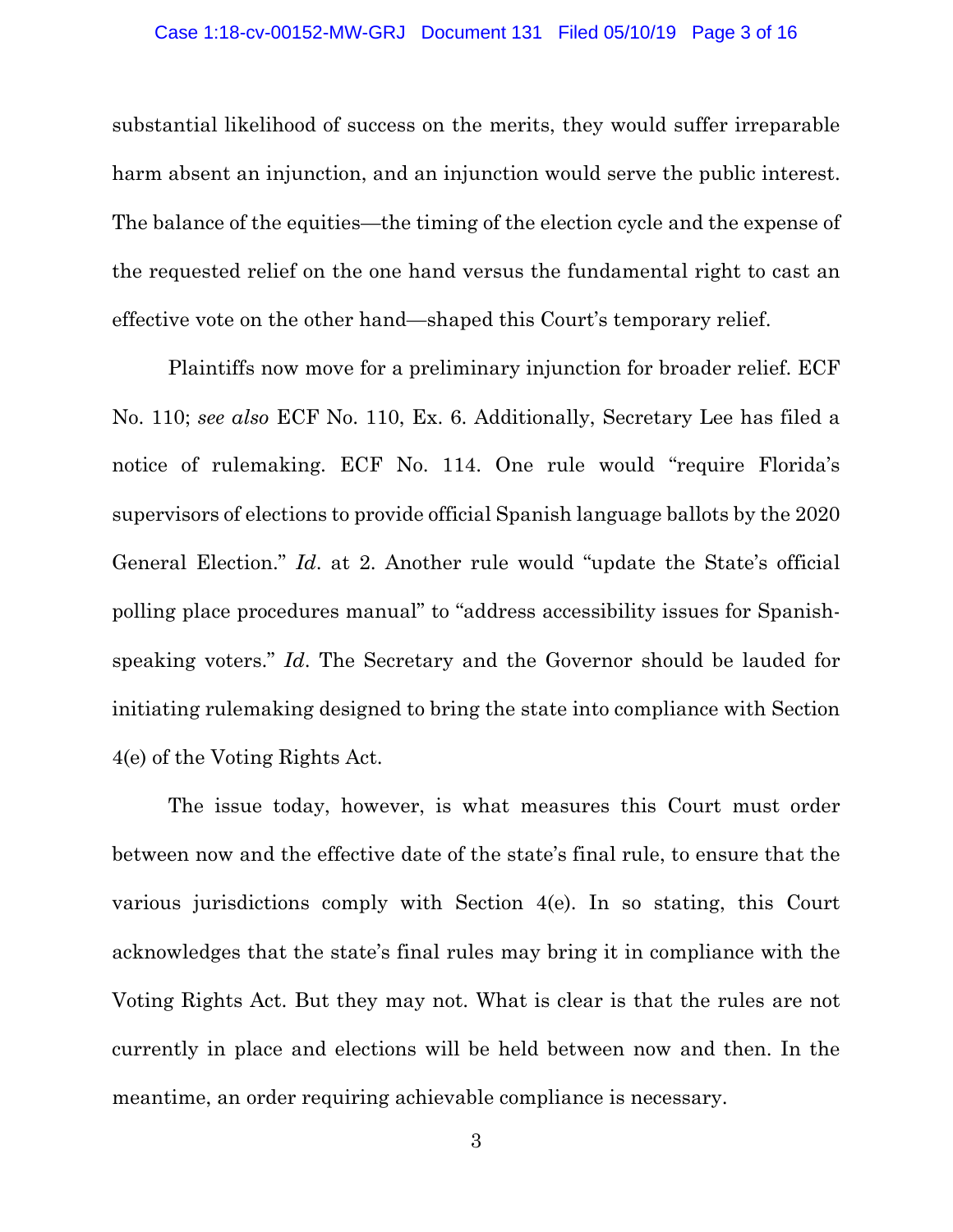substantial likelihood of success on the merits, they would suffer irreparable harm absent an injunction, and an injunction would serve the public interest. The balance of the equities—the timing of the election cycle and the expense of the requested relief on the one hand versus the fundamental right to cast an effective vote on the other hand—shaped this Court's temporary relief.

Plaintiffs now move for a preliminary injunction for broader relief. ECF No. 110; *see also* ECF No. 110, Ex. 6. Additionally, Secretary Lee has filed a notice of rulemaking. ECF No. 114. One rule would "require Florida's supervisors of elections to provide official Spanish language ballots by the 2020 General Election." *Id*. at 2. Another rule would "update the State's official polling place procedures manual" to "address accessibility issues for Spanish-speaking voters." *Id*. The Secretary and the Governor should be lauded for initiating rulemaking designed to bring the state into compliance with Section 4(e) of the Voting Rights Act.

The issue today, however, is what measures this Court must order between now and the effective date of the state's final rule, to ensure that the various jurisdictions comply with Section 4(e). In so stating, this Court acknowledges that the state's final rules may bring it in compliance with the Voting Rights Act. But they may not. What is clear is that the rules are not currently in place and elections will be held between now and then. In the meantime, an order requiring achievable compliance is necessary.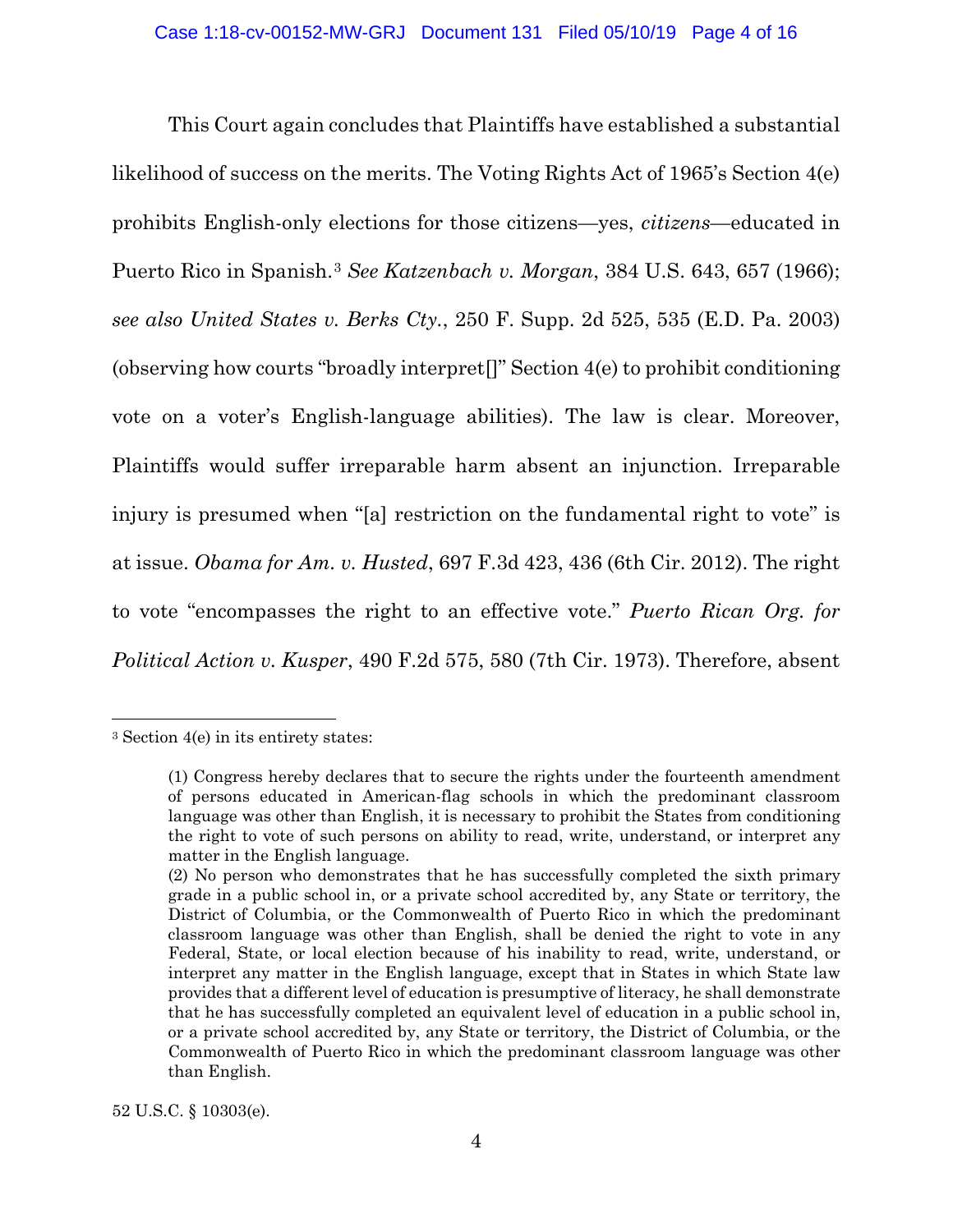This Court again concludes that Plaintiffs have established a substantial likelihood of success on the merits. The Voting Rights Act of 1965's Section 4(e) prohibits English-only elections for those citizens—yes, *citizens*—educated in Puerto Rico in Spanish.[3] *See Katzenbach v. Morgan*, 384 U.S. 643, 657 (1966); *see also United States v. Berks Cty.*, 250 F. Supp. 2d 525, 535 (E.D. Pa. 2003) (observing how courts "broadly interpret[]" Section 4(e) to prohibit conditioning vote on a voter's English-language abilities). The law is clear. Moreover, Plaintiffs would suffer irreparable harm absent an injunction. Irreparable injury is presumed when "[a] restriction on the fundamental right to vote" is at issue. *Obama for Am. v. Husted*, 697 F.3d 423, 436 (6th Cir. 2012). The right to vote "encompasses the right to an effective vote." *Puerto Rican Org. for Political Action v. Kusper*, 490 F.2d 575, 580 (7th Cir. 1973). Therefore, absent

---

[3] Section 4(e) in its entirety states:

> (1) Congress hereby declares that to secure the rights under the fourteenth amendment of persons educated in American-flag schools in which the predominant classroom language was other than English, it is necessary to prohibit the States from conditioning the right to vote of such persons on ability to read, write, understand, or interpret any matter in the English language.
>
> (2) No person who demonstrates that he has successfully completed the sixth primary grade in a public school in, or a private school accredited by, any State or territory, the District of Columbia, or the Commonwealth of Puerto Rico in which the predominant classroom language was other than English, shall be denied the right to vote in any Federal, State, or local election because of his inability to read, write, understand, or interpret any matter in the English language, except that in States in which State law provides that a different level of education is presumptive of literacy, he shall demonstrate that he has successfully completed an equivalent level of education in a public school in, or a private school accredited by, any State or territory, the District of Columbia, or the Commonwealth of Puerto Rico in which the predominant classroom language was other than English.

52 U.S.C. § 10303(e).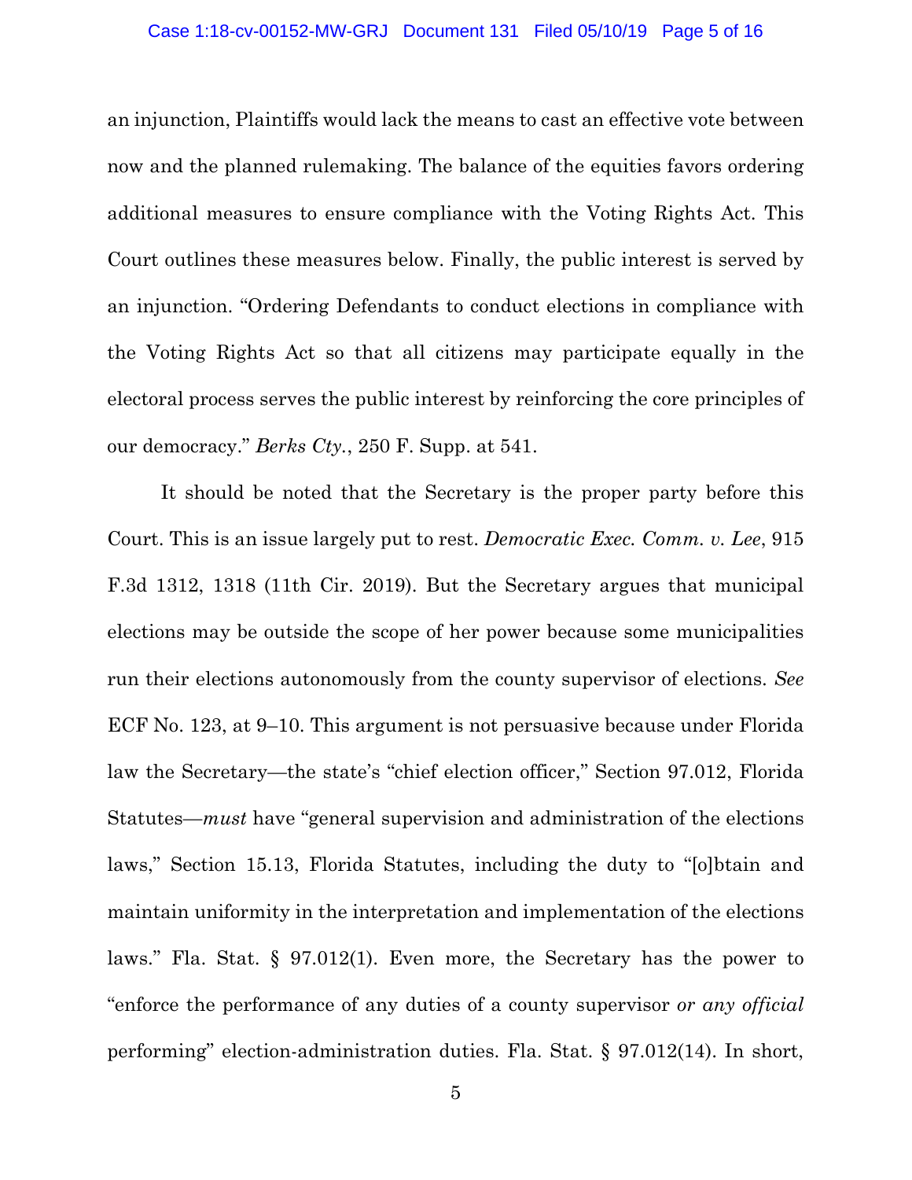an injunction, Plaintiffs would lack the means to cast an effective vote between now and the planned rulemaking. The balance of the equities favors ordering additional measures to ensure compliance with the Voting Rights Act. This Court outlines these measures below. Finally, the public interest is served by an injunction. "Ordering Defendants to conduct elections in compliance with the Voting Rights Act so that all citizens may participate equally in the electoral process serves the public interest by reinforcing the core principles of our democracy." *Berks Cty.*, 250 F. Supp. at 541.

It should be noted that the Secretary is the proper party before this Court. This is an issue largely put to rest. *Democratic Exec. Comm. v. Lee*, 915 F.3d 1312, 1318 (11th Cir. 2019). But the Secretary argues that municipal elections may be outside the scope of her power because some municipalities run their elections autonomously from the county supervisor of elections. *See* ECF No. 123, at 9–10. This argument is not persuasive because under Florida law the Secretary—the state's "chief election officer," Section 97.012, Florida Statutes—*must* have "general supervision and administration of the elections laws," Section 15.13, Florida Statutes, including the duty to "[o]btain and maintain uniformity in the interpretation and implementation of the elections laws." Fla. Stat. § 97.012(1). Even more, the Secretary has the power to "enforce the performance of any duties of a county supervisor *or any official* performing" election-administration duties. Fla. Stat. § 97.012(14). In short,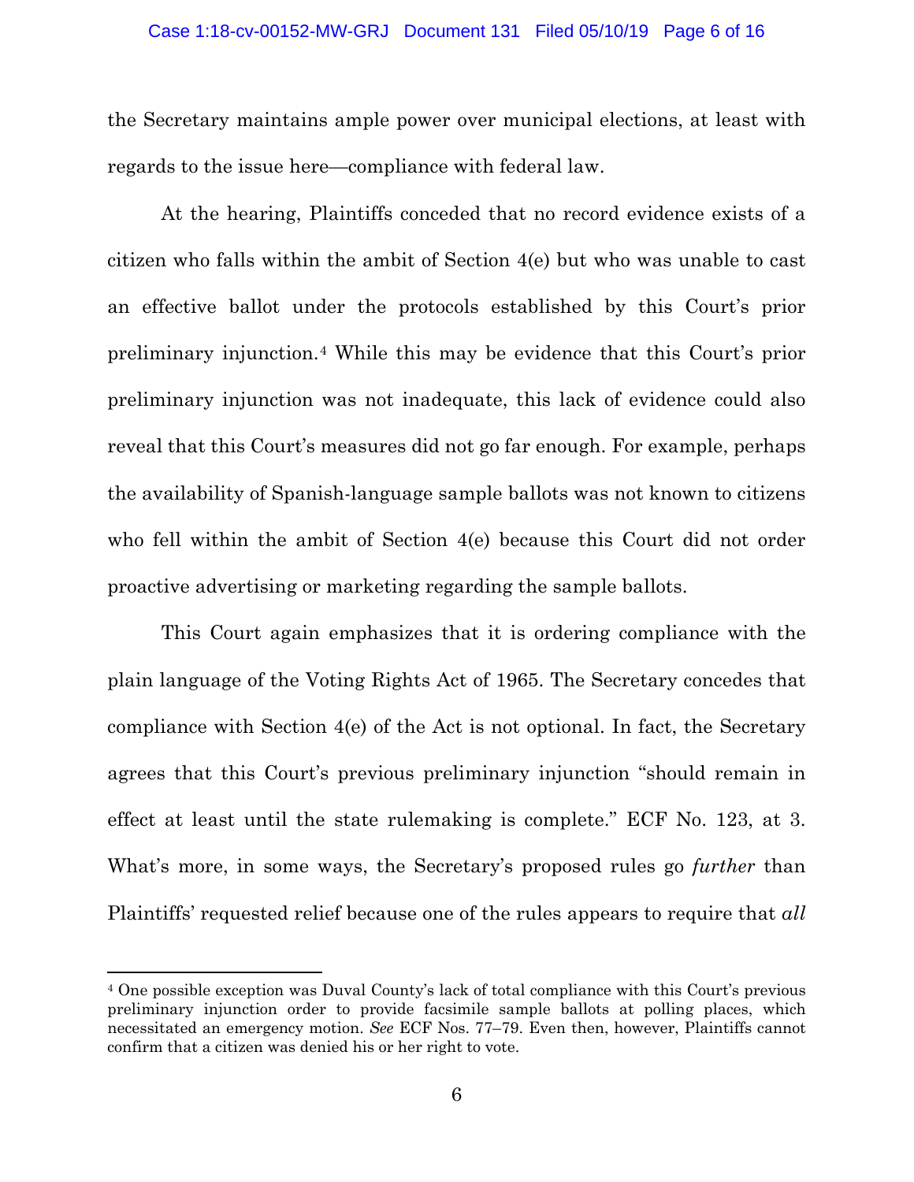the Secretary maintains ample power over municipal elections, at least with regards to the issue here—compliance with federal law.

At the hearing, Plaintiffs conceded that no record evidence exists of a citizen who falls within the ambit of Section 4(e) but who was unable to cast an effective ballot under the protocols established by this Court's prior preliminary injunction.[4] While this may be evidence that this Court's prior preliminary injunction was not inadequate, this lack of evidence could also reveal that this Court's measures did not go far enough. For example, perhaps the availability of Spanish-language sample ballots was not known to citizens who fell within the ambit of Section 4(e) because this Court did not order proactive advertising or marketing regarding the sample ballots.

This Court again emphasizes that it is ordering compliance with the plain language of the Voting Rights Act of 1965. The Secretary concedes that compliance with Section 4(e) of the Act is not optional. In fact, the Secretary agrees that this Court's previous preliminary injunction "should remain in effect at least until the state rulemaking is complete." ECF No. 123, at 3. What's more, in some ways, the Secretary's proposed rules go *further* than Plaintiffs' requested relief because one of the rules appears to require that *all*

---

[4] One possible exception was Duval County's lack of total compliance with this Court's previous preliminary injunction order to provide facsimile sample ballots at polling places, which necessitated an emergency motion. *See* ECF Nos. 77–79. Even then, however, Plaintiffs cannot confirm that a citizen was denied his or her right to vote.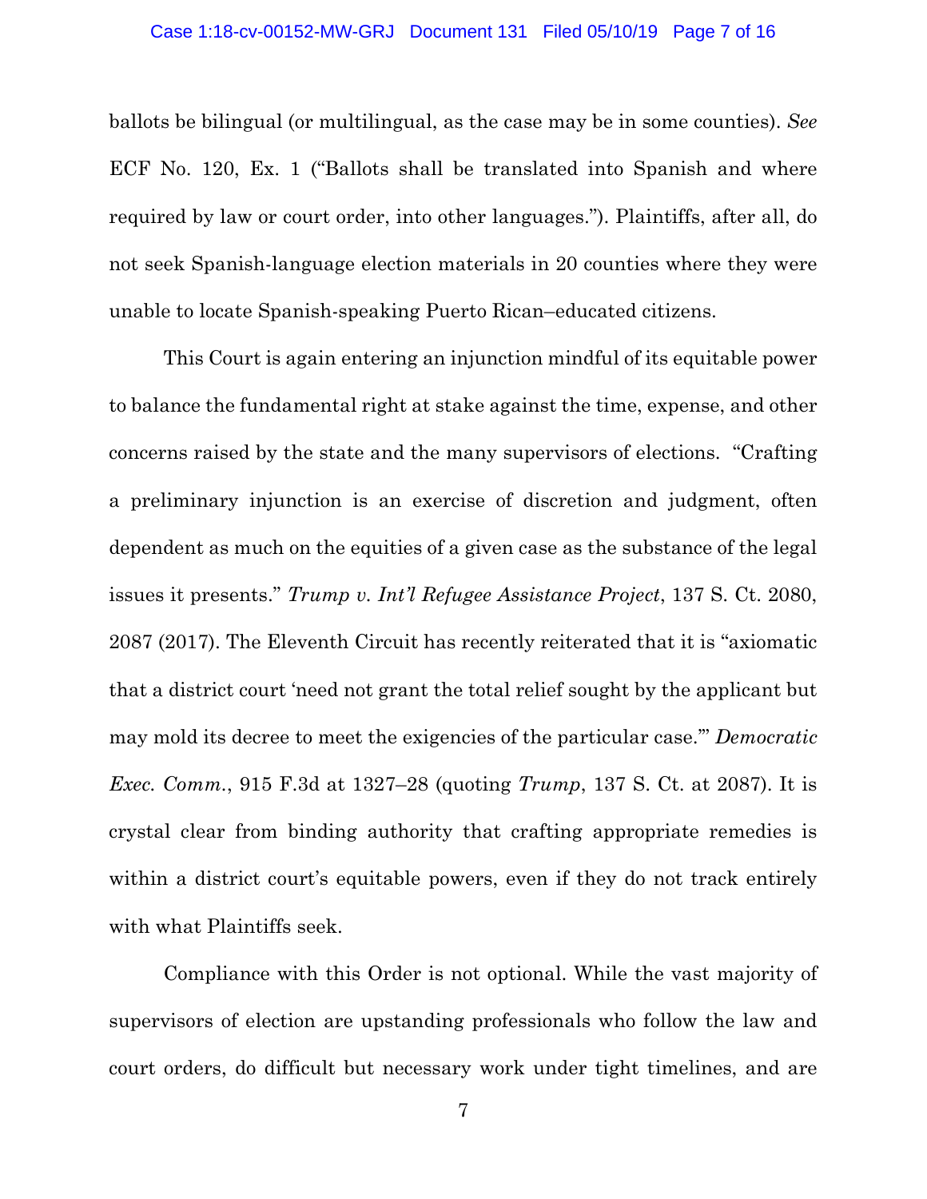ballots be bilingual (or multilingual, as the case may be in some counties). *See* ECF No. 120, Ex. 1 ("Ballots shall be translated into Spanish and where required by law or court order, into other languages."). Plaintiffs, after all, do not seek Spanish-language election materials in 20 counties where they were unable to locate Spanish-speaking Puerto Rican–educated citizens.

This Court is again entering an injunction mindful of its equitable power to balance the fundamental right at stake against the time, expense, and other concerns raised by the state and the many supervisors of elections. "Crafting a preliminary injunction is an exercise of discretion and judgment, often dependent as much on the equities of a given case as the substance of the legal issues it presents." *Trump v. Int'l Refugee Assistance Project*, 137 S. Ct. 2080, 2087 (2017). The Eleventh Circuit has recently reiterated that it is "axiomatic that a district court 'need not grant the total relief sought by the applicant but may mold its decree to meet the exigencies of the particular case.'" *Democratic Exec. Comm.*, 915 F.3d at 1327–28 (quoting *Trump*, 137 S. Ct. at 2087). It is crystal clear from binding authority that crafting appropriate remedies is within a district court's equitable powers, even if they do not track entirely with what Plaintiffs seek.

Compliance with this Order is not optional. While the vast majority of supervisors of election are upstanding professionals who follow the law and court orders, do difficult but necessary work under tight timelines, and are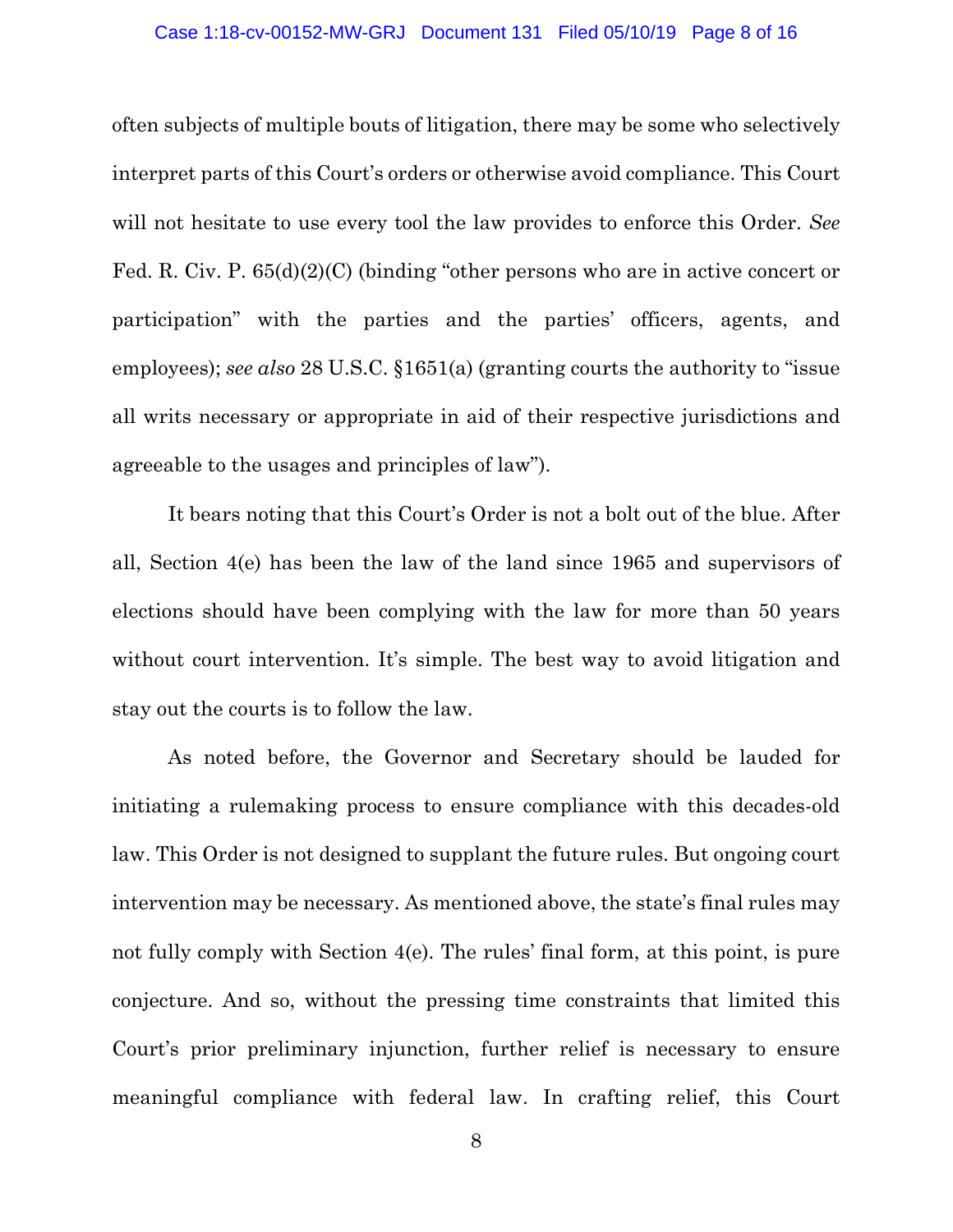often subjects of multiple bouts of litigation, there may be some who selectively interpret parts of this Court's orders or otherwise avoid compliance. This Court will not hesitate to use every tool the law provides to enforce this Order. *See* Fed. R. Civ. P. 65(d)(2)(C) (binding "other persons who are in active concert or participation" with the parties and the parties' officers, agents, and employees); *see also* 28 U.S.C. §1651(a) (granting courts the authority to "issue all writs necessary or appropriate in aid of their respective jurisdictions and agreeable to the usages and principles of law").

It bears noting that this Court's Order is not a bolt out of the blue. After all, Section 4(e) has been the law of the land since 1965 and supervisors of elections should have been complying with the law for more than 50 years without court intervention. It's simple. The best way to avoid litigation and stay out the courts is to follow the law.

As noted before, the Governor and Secretary should be lauded for initiating a rulemaking process to ensure compliance with this decades-old law. This Order is not designed to supplant the future rules. But ongoing court intervention may be necessary. As mentioned above, the state's final rules may not fully comply with Section 4(e). The rules' final form, at this point, is pure conjecture. And so, without the pressing time constraints that limited this Court's prior preliminary injunction, further relief is necessary to ensure meaningful compliance with federal law. In crafting relief, this Court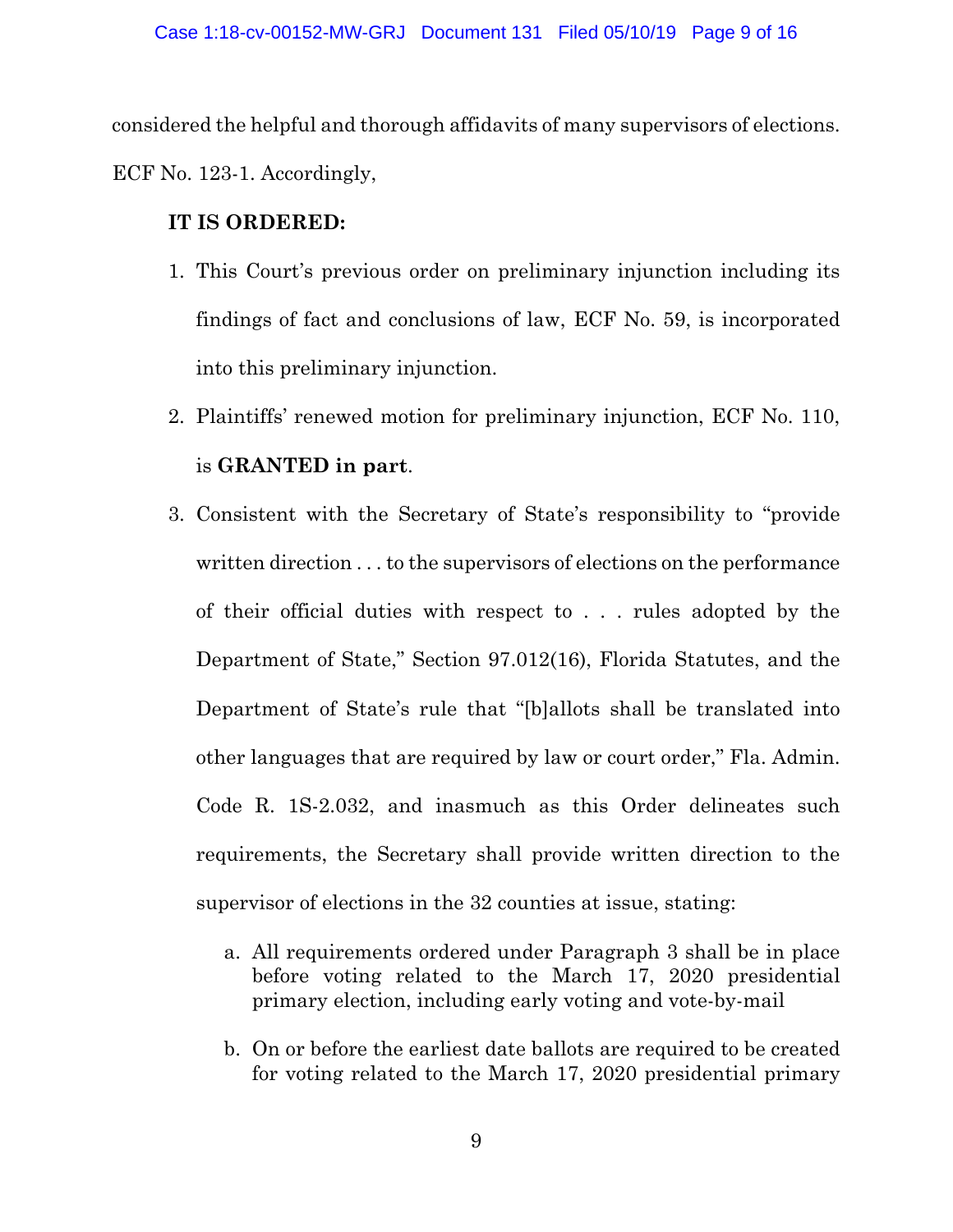considered the helpful and thorough affidavits of many supervisors of elections. ECF No. 123-1. Accordingly,

**IT IS ORDERED:**

1. This Court's previous order on preliminary injunction including its findings of fact and conclusions of law, ECF No. 59, is incorporated into this preliminary injunction.
2. Plaintiffs' renewed motion for preliminary injunction, ECF No. 110, is **GRANTED in part**.
3. Consistent with the Secretary of State's responsibility to "provide written direction . . . to the supervisors of elections on the performance of their official duties with respect to . . . rules adopted by the Department of State," Section 97.012(16), Florida Statutes, and the Department of State's rule that "[b]allots shall be translated into other languages that are required by law or court order," Fla. Admin. Code R. 1S-2.032, and inasmuch as this Order delineates such requirements, the Secretary shall provide written direction to the supervisor of elections in the 32 counties at issue, stating:
    a. All requirements ordered under Paragraph 3 shall be in place before voting related to the March 17, 2020 presidential primary election, including early voting and vote-by-mail
    b. On or before the earliest date ballots are required to be created for voting related to the March 17, 2020 presidential primary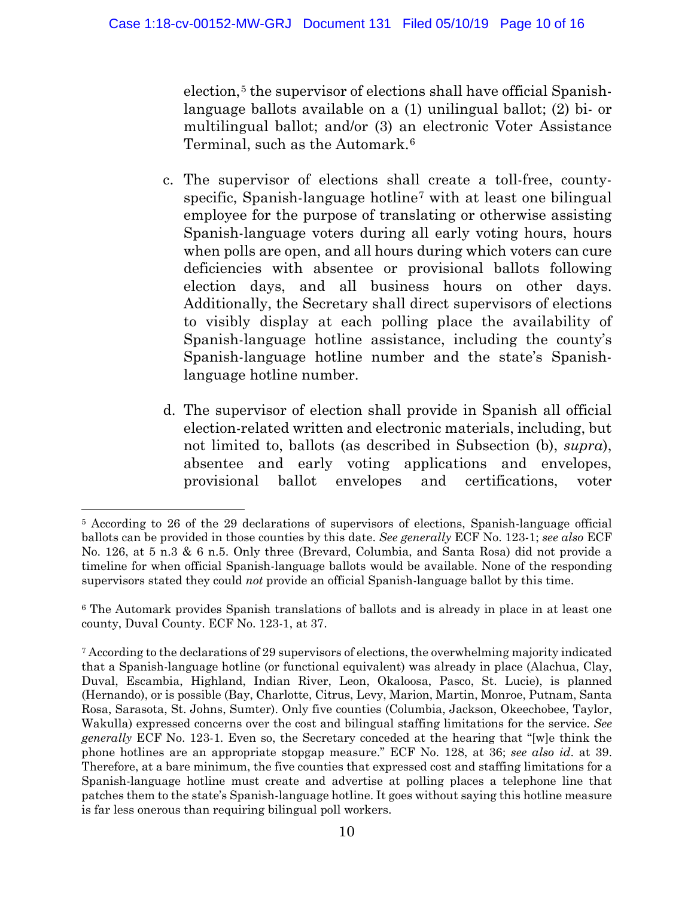election,[5] the supervisor of elections shall have official Spanish-language ballots available on a (1) unilingual ballot; (2) bi- or multilingual ballot; and/or (3) an electronic Voter Assistance Terminal, such as the Automark.[6]

c. The supervisor of elections shall create a toll-free, county-specific, Spanish-language hotline[7] with at least one bilingual employee for the purpose of translating or otherwise assisting Spanish-language voters during all early voting hours, hours when polls are open, and all hours during which voters can cure deficiencies with absentee or provisional ballots following election days, and all business hours on other days. Additionally, the Secretary shall direct supervisors of elections to visibly display at each polling place the availability of Spanish-language hotline assistance, including the county's Spanish-language hotline number and the state's Spanish-language hotline number.

d. The supervisor of election shall provide in Spanish all official election-related written and electronic materials, including, but not limited to, ballots (as described in Subsection (b), *supra*), absentee and early voting applications and envelopes, provisional ballot envelopes and certifications, voter

---

[5] According to 26 of the 29 declarations of supervisors of elections, Spanish-language official ballots can be provided in those counties by this date. *See generally* ECF No. 123-1; *see also* ECF No. 126, at 5 n.3 & 6 n.5. Only three (Brevard, Columbia, and Santa Rosa) did not provide a timeline for when official Spanish-language ballots would be available. None of the responding supervisors stated they could *not* provide an official Spanish-language ballot by this time.

[6] The Automark provides Spanish translations of ballots and is already in place in at least one county, Duval County. ECF No. 123-1, at 37.

[7] According to the declarations of 29 supervisors of elections, the overwhelming majority indicated that a Spanish-language hotline (or functional equivalent) was already in place (Alachua, Clay, Duval, Escambia, Highland, Indian River, Leon, Okaloosa, Pasco, St. Lucie), is planned (Hernando), or is possible (Bay, Charlotte, Citrus, Levy, Marion, Martin, Monroe, Putnam, Santa Rosa, Sarasota, St. Johns, Sumter). Only five counties (Columbia, Jackson, Okeechobee, Taylor, Wakulla) expressed concerns over the cost and bilingual staffing limitations for the service. *See generally* ECF No. 123-1. Even so, the Secretary conceded at the hearing that "[w]e think the phone hotlines are an appropriate stopgap measure." ECF No. 128, at 36; *see also id.* at 39. Therefore, at a bare minimum, the five counties that expressed cost and staffing limitations for a Spanish-language hotline must create and advertise at polling places a telephone line that patches them to the state's Spanish-language hotline. It goes without saying this hotline measure is far less onerous than requiring bilingual poll workers.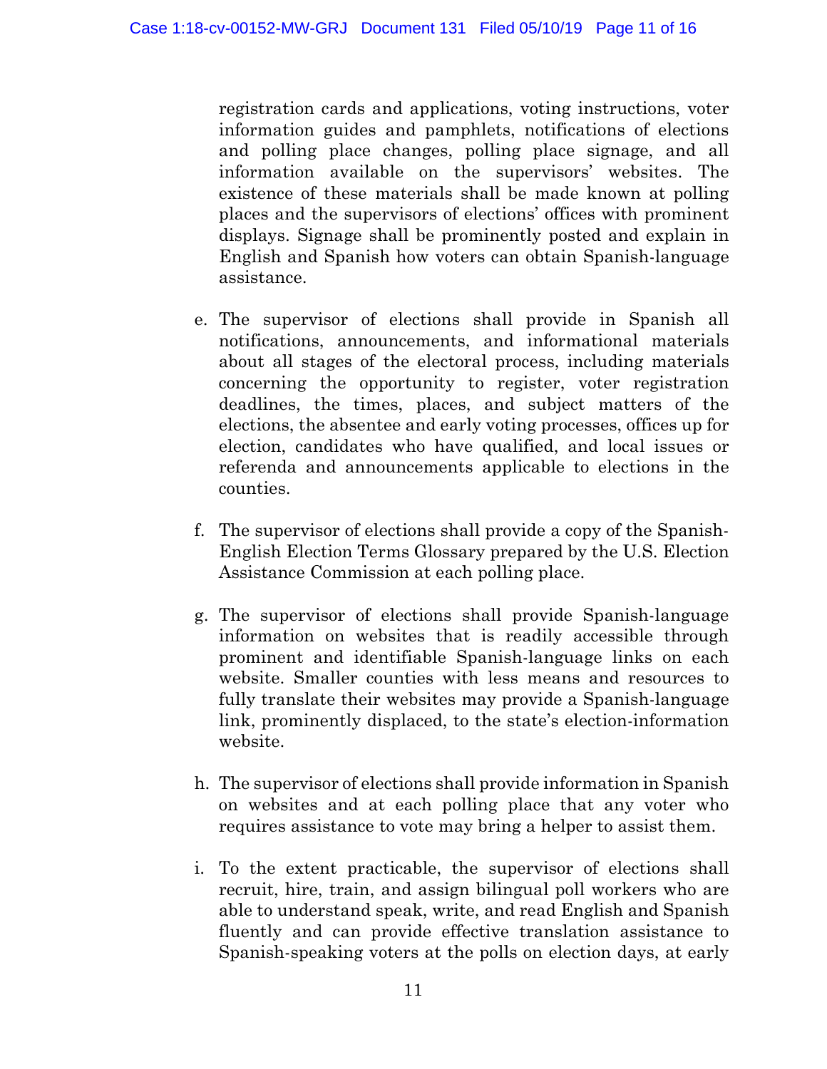registration cards and applications, voting instructions, voter information guides and pamphlets, notifications of elections and polling place changes, polling place signage, and all information available on the supervisors' websites. The existence of these materials shall be made known at polling places and the supervisors of elections' offices with prominent displays. Signage shall be prominently posted and explain in English and Spanish how voters can obtain Spanish-language assistance.

e. The supervisor of elections shall provide in Spanish all notifications, announcements, and informational materials about all stages of the electoral process, including materials concerning the opportunity to register, voter registration deadlines, the times, places, and subject matters of the elections, the absentee and early voting processes, offices up for election, candidates who have qualified, and local issues or referenda and announcements applicable to elections in the counties.

f. The supervisor of elections shall provide a copy of the Spanish-English Election Terms Glossary prepared by the U.S. Election Assistance Commission at each polling place.

g. The supervisor of elections shall provide Spanish-language information on websites that is readily accessible through prominent and identifiable Spanish-language links on each website. Smaller counties with less means and resources to fully translate their websites may provide a Spanish-language link, prominently displaced, to the state's election-information website.

h. The supervisor of elections shall provide information in Spanish on websites and at each polling place that any voter who requires assistance to vote may bring a helper to assist them.

i. To the extent practicable, the supervisor of elections shall recruit, hire, train, and assign bilingual poll workers who are able to understand speak, write, and read English and Spanish fluently and can provide effective translation assistance to Spanish-speaking voters at the polls on election days, at early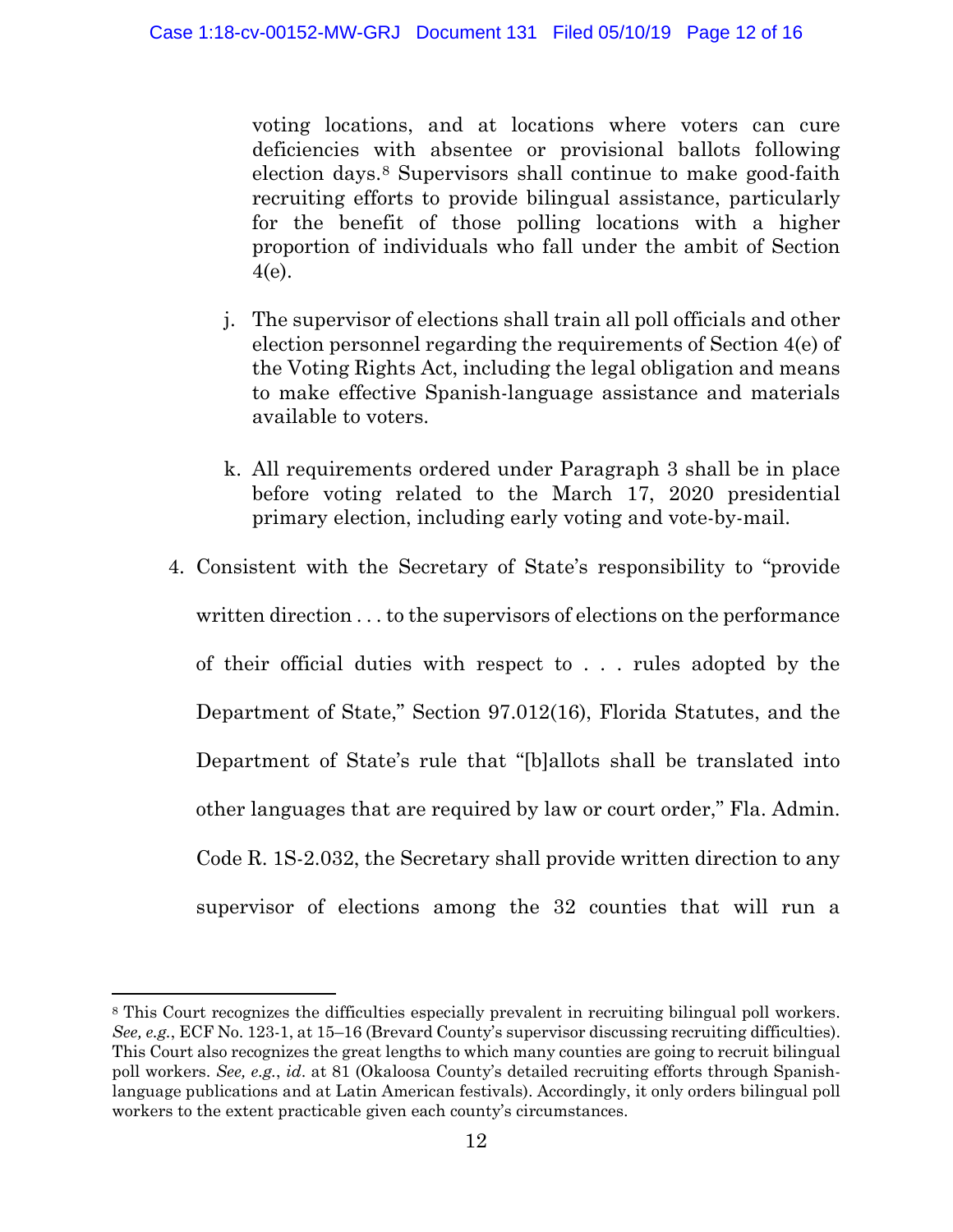voting locations, and at locations where voters can cure deficiencies with absentee or provisional ballots following election days.[8] Supervisors shall continue to make good-faith recruiting efforts to provide bilingual assistance, particularly for the benefit of those polling locations with a higher proportion of individuals who fall under the ambit of Section 4(e).

j. The supervisor of elections shall train all poll officials and other election personnel regarding the requirements of Section 4(e) of the Voting Rights Act, including the legal obligation and means to make effective Spanish-language assistance and materials available to voters.

k. All requirements ordered under Paragraph 3 shall be in place before voting related to the March 17, 2020 presidential primary election, including early voting and vote-by-mail.

4. Consistent with the Secretary of State's responsibility to "provide written direction . . . to the supervisors of elections on the performance of their official duties with respect to . . . rules adopted by the Department of State," Section 97.012(16), Florida Statutes, and the Department of State's rule that "[b]allots shall be translated into other languages that are required by law or court order," Fla. Admin. Code R. 1S-2.032, the Secretary shall provide written direction to any supervisor of elections among the 32 counties that will run a

---

[8] This Court recognizes the difficulties especially prevalent in recruiting bilingual poll workers. *See, e.g.*, ECF No. 123-1, at 15–16 (Brevard County's supervisor discussing recruiting difficulties). This Court also recognizes the great lengths to which many counties are going to recruit bilingual poll workers. *See, e.g.*, *id*. at 81 (Okaloosa County's detailed recruiting efforts through Spanish-language publications and at Latin American festivals). Accordingly, it only orders bilingual poll workers to the extent practicable given each county's circumstances.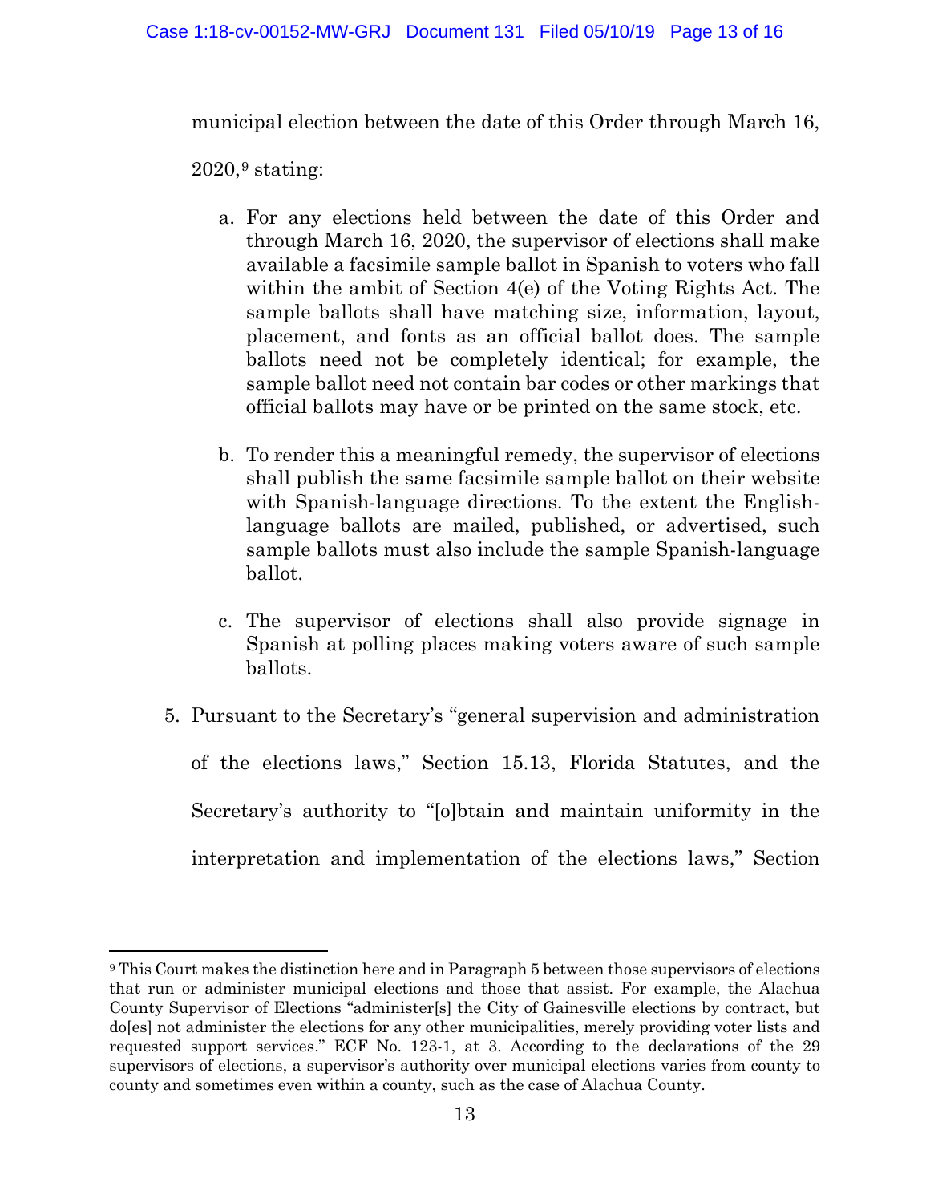municipal election between the date of this Order through March 16, 2020,[9] stating:

a. For any elections held between the date of this Order and through March 16, 2020, the supervisor of elections shall make available a facsimile sample ballot in Spanish to voters who fall within the ambit of Section 4(e) of the Voting Rights Act. The sample ballots shall have matching size, information, layout, placement, and fonts as an official ballot does. The sample ballots need not be completely identical; for example, the sample ballot need not contain bar codes or other markings that official ballots may have or be printed on the same stock, etc.

b. To render this a meaningful remedy, the supervisor of elections shall publish the same facsimile sample ballot on their website with Spanish-language directions. To the extent the English-language ballots are mailed, published, or advertised, such sample ballots must also include the sample Spanish-language ballot.

c. The supervisor of elections shall also provide signage in Spanish at polling places making voters aware of such sample ballots.

5. Pursuant to the Secretary's "general supervision and administration of the elections laws," Section 15.13, Florida Statutes, and the Secretary's authority to "[o]btain and maintain uniformity in the interpretation and implementation of the elections laws," Section

---

[9] This Court makes the distinction here and in Paragraph 5 between those supervisors of elections that run or administer municipal elections and those that assist. For example, the Alachua County Supervisor of Elections "administer[s] the City of Gainesville elections by contract, but do[es] not administer the elections for any other municipalities, merely providing voter lists and requested support services." ECF No. 123-1, at 3. According to the declarations of the 29 supervisors of elections, a supervisor's authority over municipal elections varies from county to county and sometimes even within a county, such as the case of Alachua County.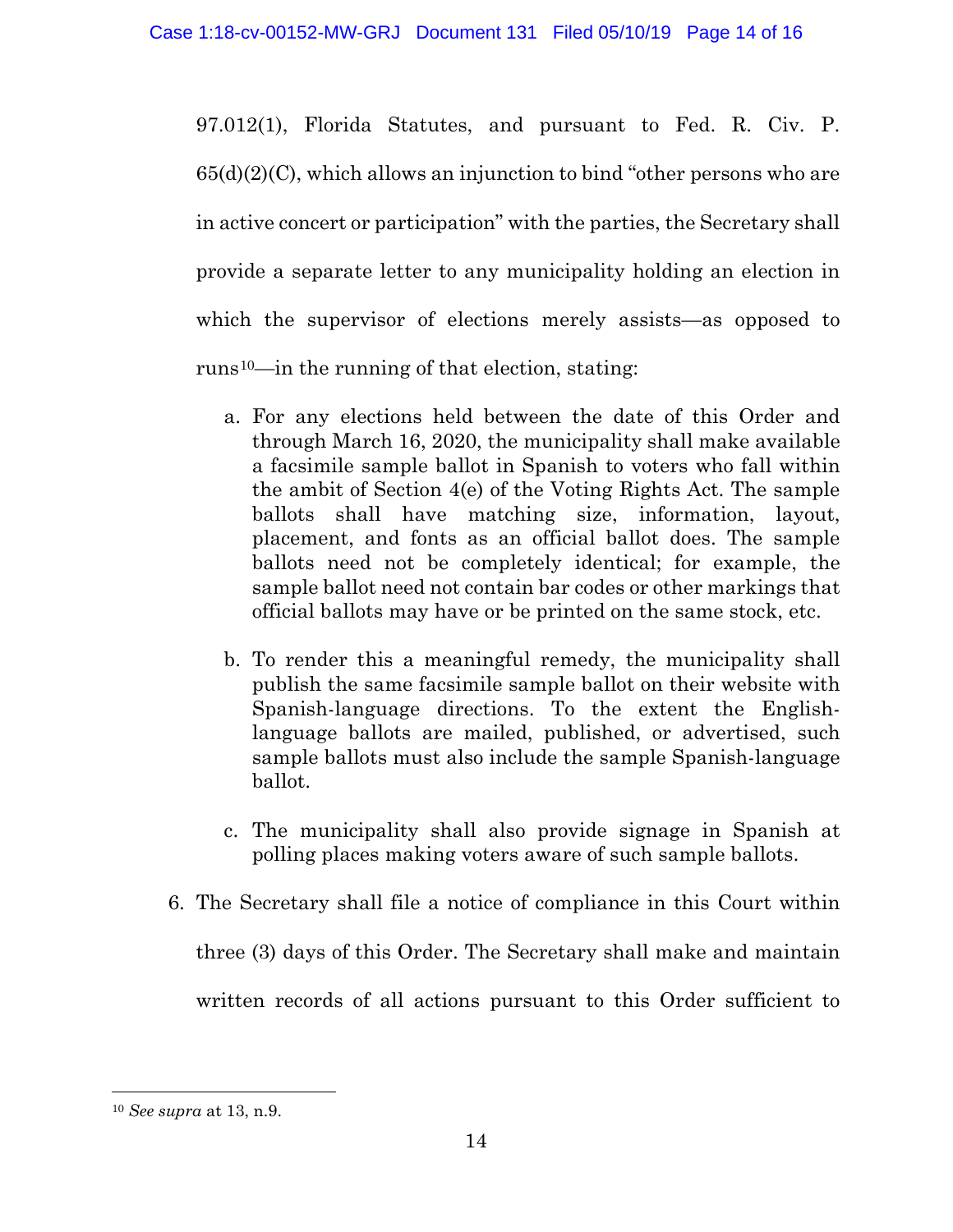97.012(1), Florida Statutes, and pursuant to Fed. R. Civ. P. 65(d)(2)(C), which allows an injunction to bind "other persons who are in active concert or participation" with the parties, the Secretary shall provide a separate letter to any municipality holding an election in which the supervisor of elections merely assists—as opposed to runs[10]—in the running of that election, stating:

a. For any elections held between the date of this Order and through March 16, 2020, the municipality shall make available a facsimile sample ballot in Spanish to voters who fall within the ambit of Section 4(e) of the Voting Rights Act. The sample ballots shall have matching size, information, layout, placement, and fonts as an official ballot does. The sample ballots need not be completely identical; for example, the sample ballot need not contain bar codes or other markings that official ballots may have or be printed on the same stock, etc.

b. To render this a meaningful remedy, the municipality shall publish the same facsimile sample ballot on their website with Spanish-language directions. To the extent the English-language ballots are mailed, published, or advertised, such sample ballots must also include the sample Spanish-language ballot.

c. The municipality shall also provide signage in Spanish at polling places making voters aware of such sample ballots.

6. The Secretary shall file a notice of compliance in this Court within three (3) days of this Order. The Secretary shall make and maintain written records of all actions pursuant to this Order sufficient to

---

[10] *See supra* at 13, n.9.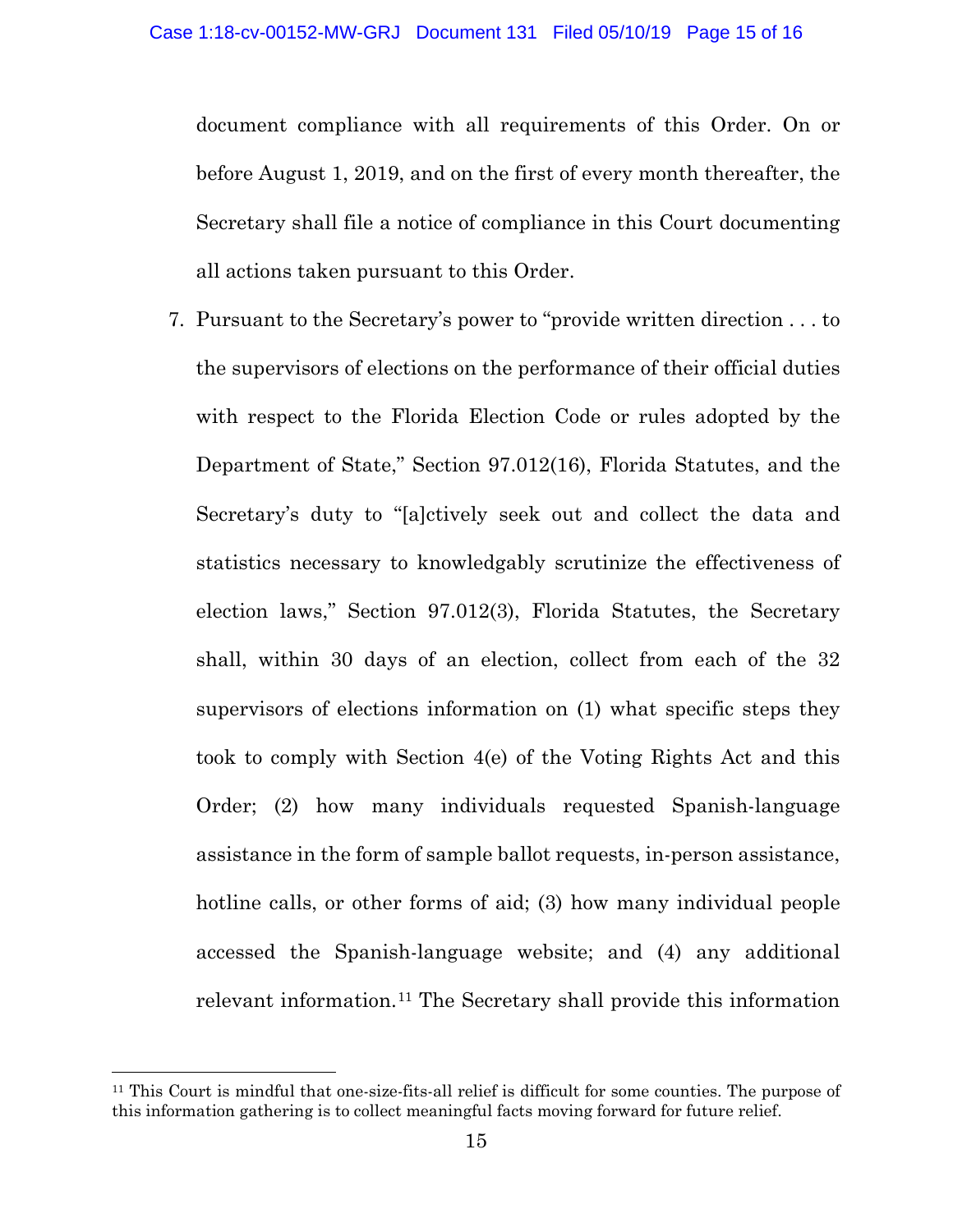document compliance with all requirements of this Order. On or before August 1, 2019, and on the first of every month thereafter, the Secretary shall file a notice of compliance in this Court documenting all actions taken pursuant to this Order.

7. Pursuant to the Secretary's power to "provide written direction . . . to the supervisors of elections on the performance of their official duties with respect to the Florida Election Code or rules adopted by the Department of State," Section 97.012(16), Florida Statutes, and the Secretary's duty to "[a]ctively seek out and collect the data and statistics necessary to knowledgably scrutinize the effectiveness of election laws," Section 97.012(3), Florida Statutes, the Secretary shall, within 30 days of an election, collect from each of the 32 supervisors of elections information on (1) what specific steps they took to comply with Section 4(e) of the Voting Rights Act and this Order; (2) how many individuals requested Spanish-language assistance in the form of sample ballot requests, in-person assistance, hotline calls, or other forms of aid; (3) how many individual people accessed the Spanish-language website; and (4) any additional relevant information.[11] The Secretary shall provide this information

[11] This Court is mindful that one-size-fits-all relief is difficult for some counties. The purpose of this information gathering is to collect meaningful facts moving forward for future relief.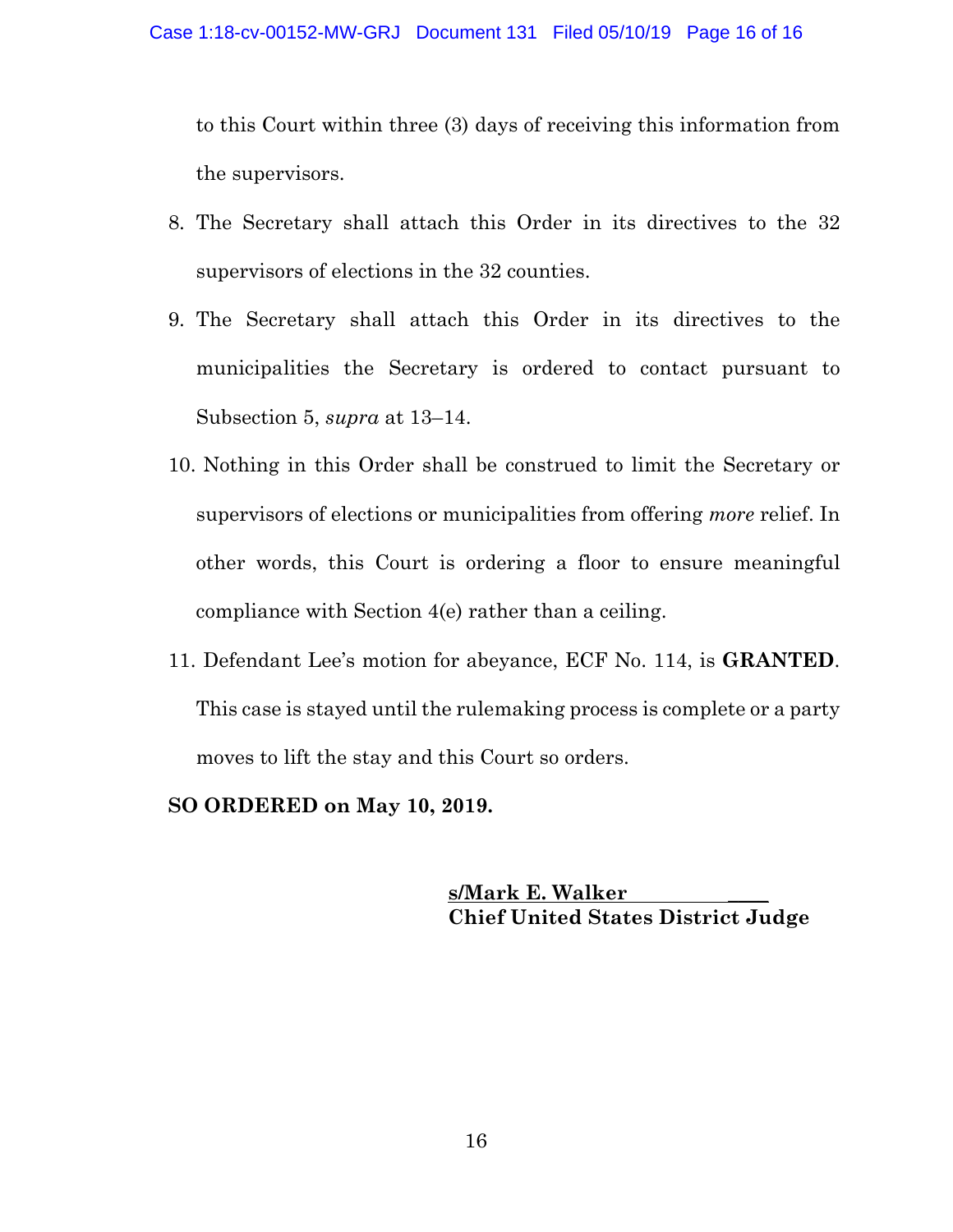to this Court within three (3) days of receiving this information from the supervisors.

8. The Secretary shall attach this Order in its directives to the 32 supervisors of elections in the 32 counties.

9. The Secretary shall attach this Order in its directives to the municipalities the Secretary is ordered to contact pursuant to Subsection 5, *supra* at 13–14.

10. Nothing in this Order shall be construed to limit the Secretary or supervisors of elections or municipalities from offering *more* relief. In other words, this Court is ordering a floor to ensure meaningful compliance with Section 4(e) rather than a ceiling.

11. Defendant Lee's motion for abeyance, ECF No. 114, is **GRANTED**. This case is stayed until the rulemaking process is complete or a party moves to lift the stay and this Court so orders.

**SO ORDERED on May 10, 2019.**

**s/Mark E. Walker**
**Chief United States District Judge**